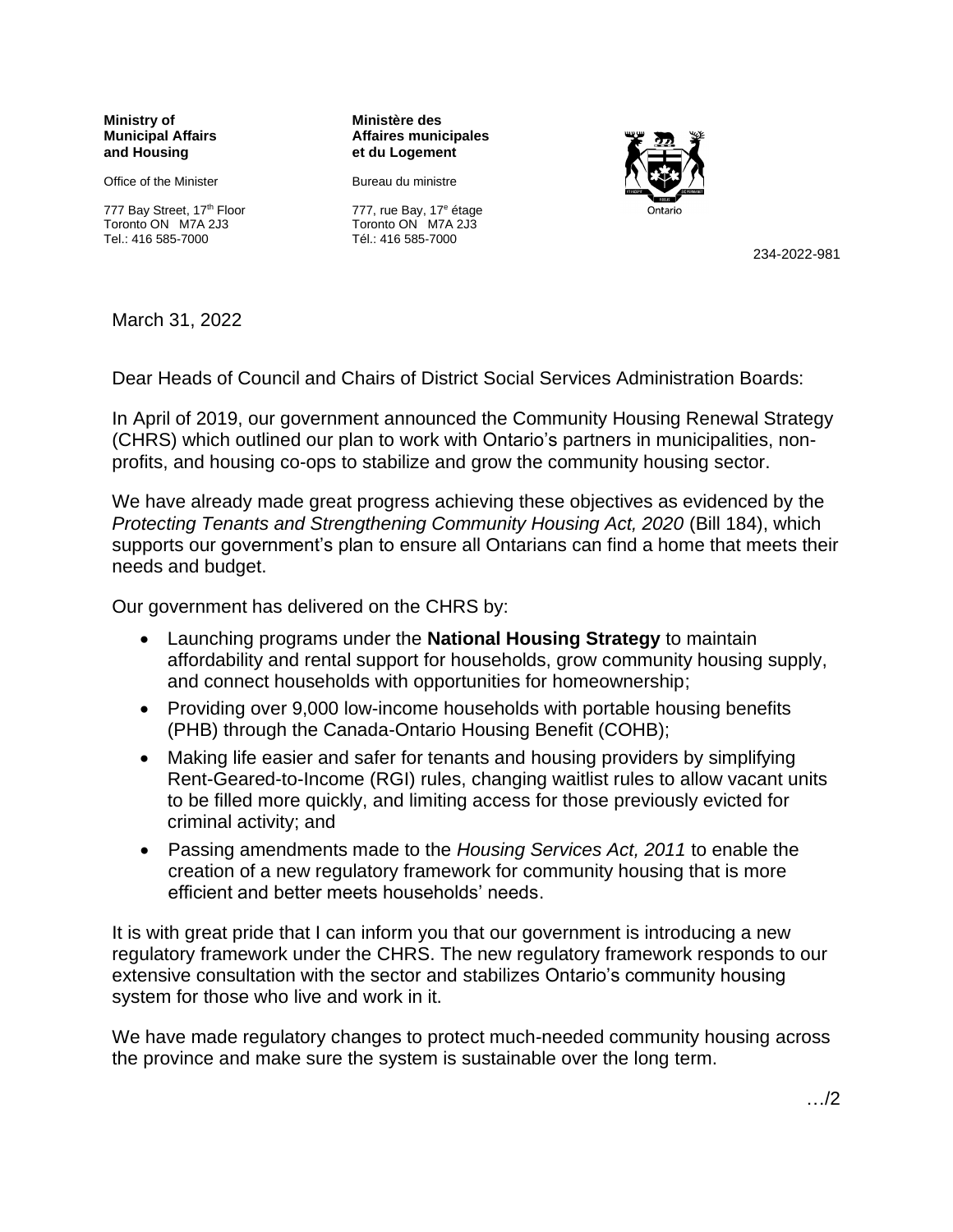**Ministry of Municipal Affairs and Housing**

Office of the Minister

777 Bay Street, 17th Floor
Toronto ON M7A 2J3
Tel.: 416 585-7000

**Ministère des Affaires municipales et du Logement**

Bureau du ministre

777, rue Bay, 17e étage
Toronto ON M7A 2J3
Tél.: 416 585-7000

Ontario

234-2022-981

March 31, 2022

Dear Heads of Council and Chairs of District Social Services Administration Boards:

In April of 2019, our government announced the Community Housing Renewal Strategy (CHRS) which outlined our plan to work with Ontario's partners in municipalities, non-profits, and housing co-ops to stabilize and grow the community housing sector.

We have already made great progress achieving these objectives as evidenced by the *Protecting Tenants and Strengthening Community Housing Act, 2020* (Bill 184), which supports our government's plan to ensure all Ontarians can find a home that meets their needs and budget.

Our government has delivered on the CHRS by:

- Launching programs under the **National Housing Strategy** to maintain affordability and rental support for households, grow community housing supply, and connect households with opportunities for homeownership;
- Providing over 9,000 low-income households with portable housing benefits (PHB) through the Canada-Ontario Housing Benefit (COHB);
- Making life easier and safer for tenants and housing providers by simplifying Rent-Geared-to-Income (RGI) rules, changing waitlist rules to allow vacant units to be filled more quickly, and limiting access for those previously evicted for criminal activity; and
- Passing amendments made to the *Housing Services Act, 2011* to enable the creation of a new regulatory framework for community housing that is more efficient and better meets households' needs.

It is with great pride that I can inform you that our government is introducing a new regulatory framework under the CHRS. The new regulatory framework responds to our extensive consultation with the sector and stabilizes Ontario's community housing system for those who live and work in it.

We have made regulatory changes to protect much-needed community housing across the province and make sure the system is sustainable over the long term.

…/2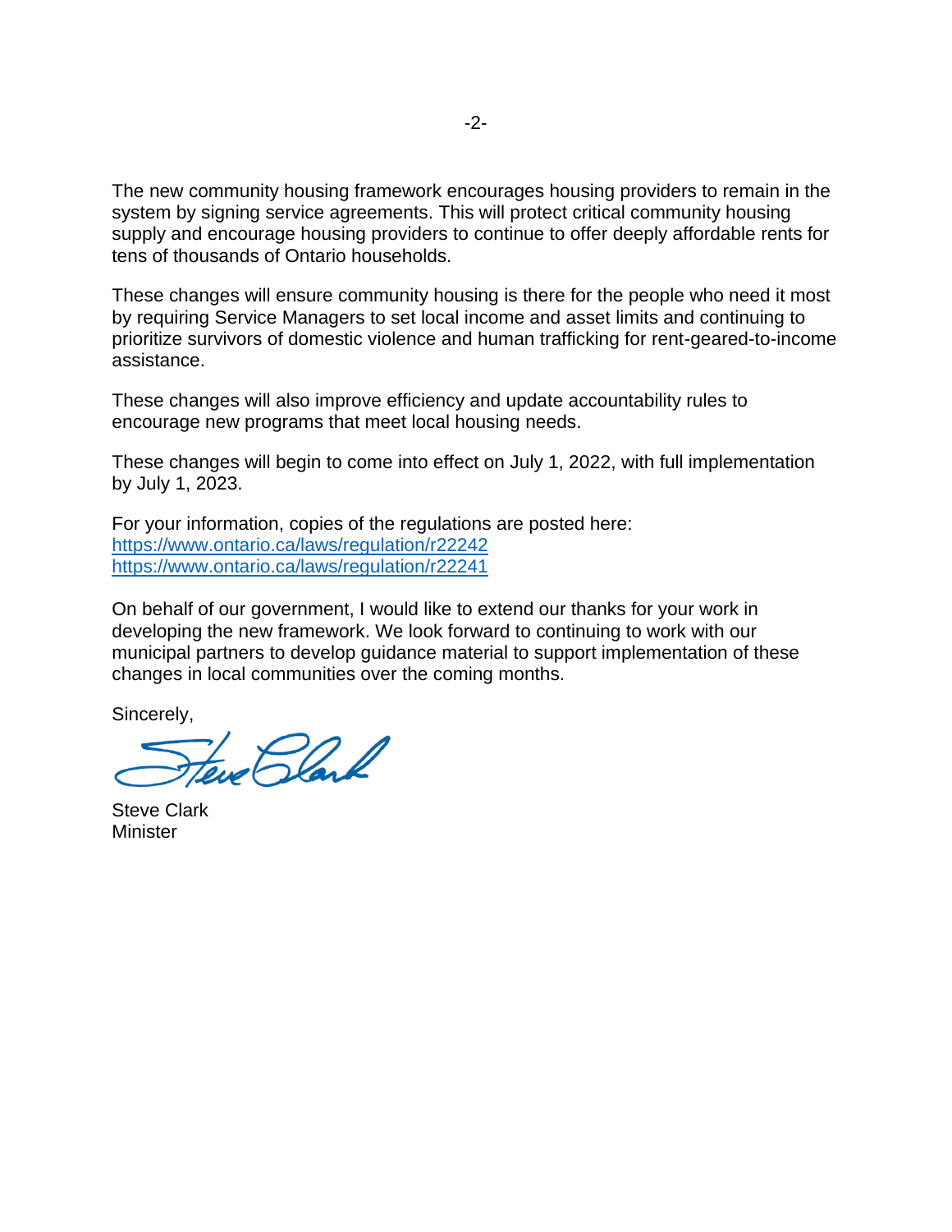The new community housing framework encourages housing providers to remain in the system by signing service agreements. This will protect critical community housing supply and encourage housing providers to continue to offer deeply affordable rents for tens of thousands of Ontario households.

These changes will ensure community housing is there for the people who need it most by requiring Service Managers to set local income and asset limits and continuing to prioritize survivors of domestic violence and human trafficking for rent-geared-to-income assistance.

These changes will also improve efficiency and update accountability rules to encourage new programs that meet local housing needs.

These changes will begin to come into effect on July 1, 2022, with full implementation by July 1, 2023.

For your information, copies of the regulations are posted here:
https://www.ontario.ca/laws/regulation/r22242
https://www.ontario.ca/laws/regulation/r22241

On behalf of our government, I would like to extend our thanks for your work in developing the new framework. We look forward to continuing to work with our municipal partners to develop guidance material to support implementation of these changes in local communities over the coming months.

Sincerely,

Steve Clark
Minister